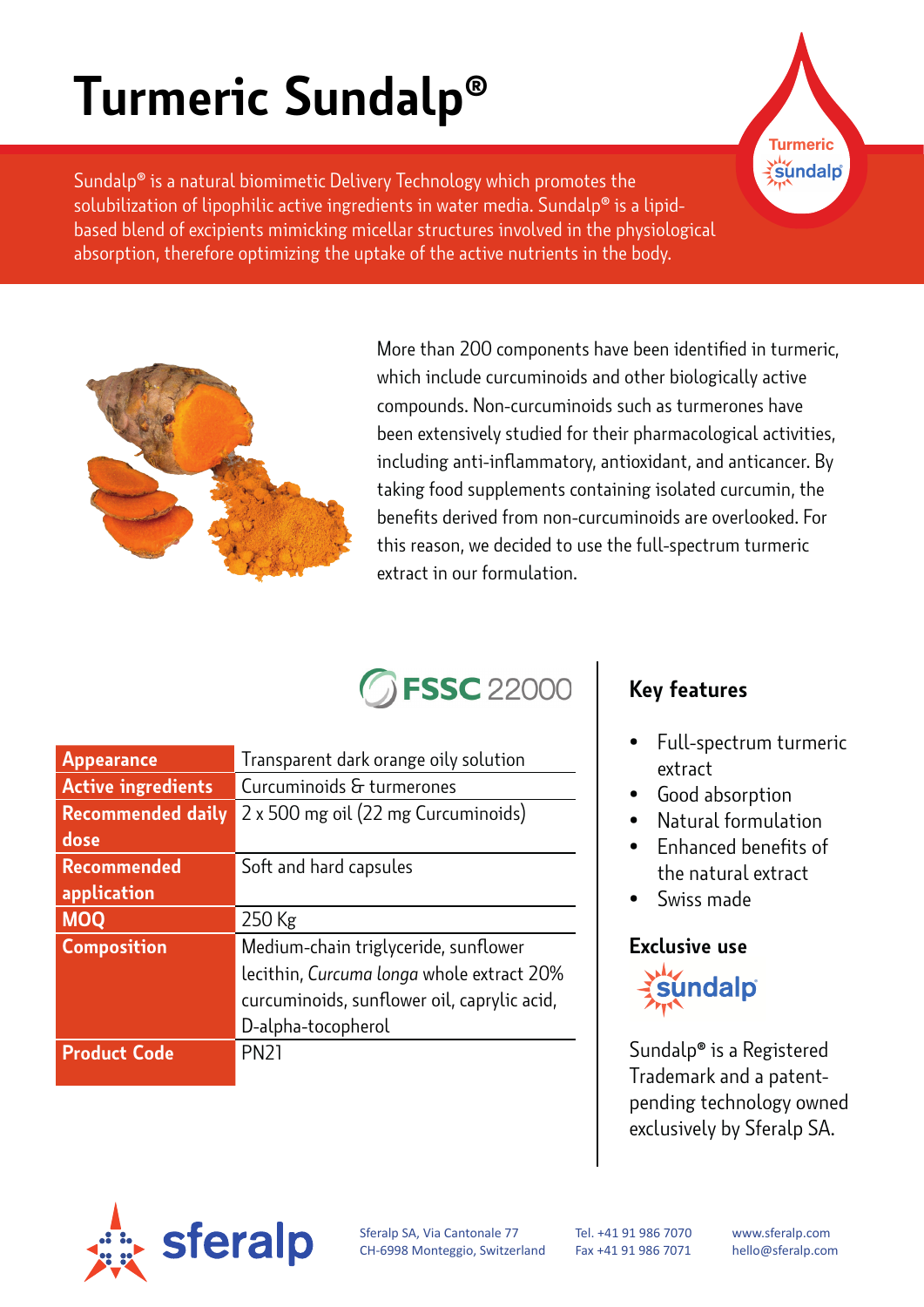# Turmeric Sundalp®

Sundalp® is a natural biomimetic Delivery Technology which promotes the solubilization of lipophilic active ingredients in water media. Sundalp® is a lipid-based blend of excipients mimicking micellar structures involved in the physiological absorption, therefore optimizing the uptake of the active nutrients in the body.

More than 200 components have been identified in turmeric, which include curcuminoids and other biologically active compounds. Non-curcuminoids such as turmerones have been extensively studied for their pharmacological activities, including anti-inflammatory, antioxidant, and anticancer. By taking food supplements containing isolated curcumin, the benefits derived from non-curcuminoids are overlooked. For this reason, we decided to use the full-spectrum turmeric extract in our formulation.

FSSC 22000

| | |
|---|---|
| **Appearance** | Transparent dark orange oily solution |
| **Active ingredients** | Curcuminoids & turmerones |
| **Recommended daily dose** | 2 x 500 mg oil (22 mg Curcuminoids) |
| **Recommended application** | Soft and hard capsules |
| **MOQ** | 250 Kg |
| **Composition** | Medium-chain triglyceride, sunflower lecithin, *Curcuma longa* whole extract 20% curcuminoids, sunflower oil, caprylic acid, D-alpha-tocopherol |
| **Product Code** | PN21 |

## Key features

- Full-spectrum turmeric extract
- Good absorption
- Natural formulation
- Enhanced benefits of the natural extract
- Swiss made

## Exclusive use

sundalp

Sundalp® is a Registered Trademark and a patent-pending technology owned exclusively by Sferalp SA.

sferalp

Sferalp SA, Via Cantonale 77
CH-6998 Monteggio, Switzerland

Tel. +41 91 986 7070
Fax +41 91 986 7071

www.sferalp.com
hello@sferalp.com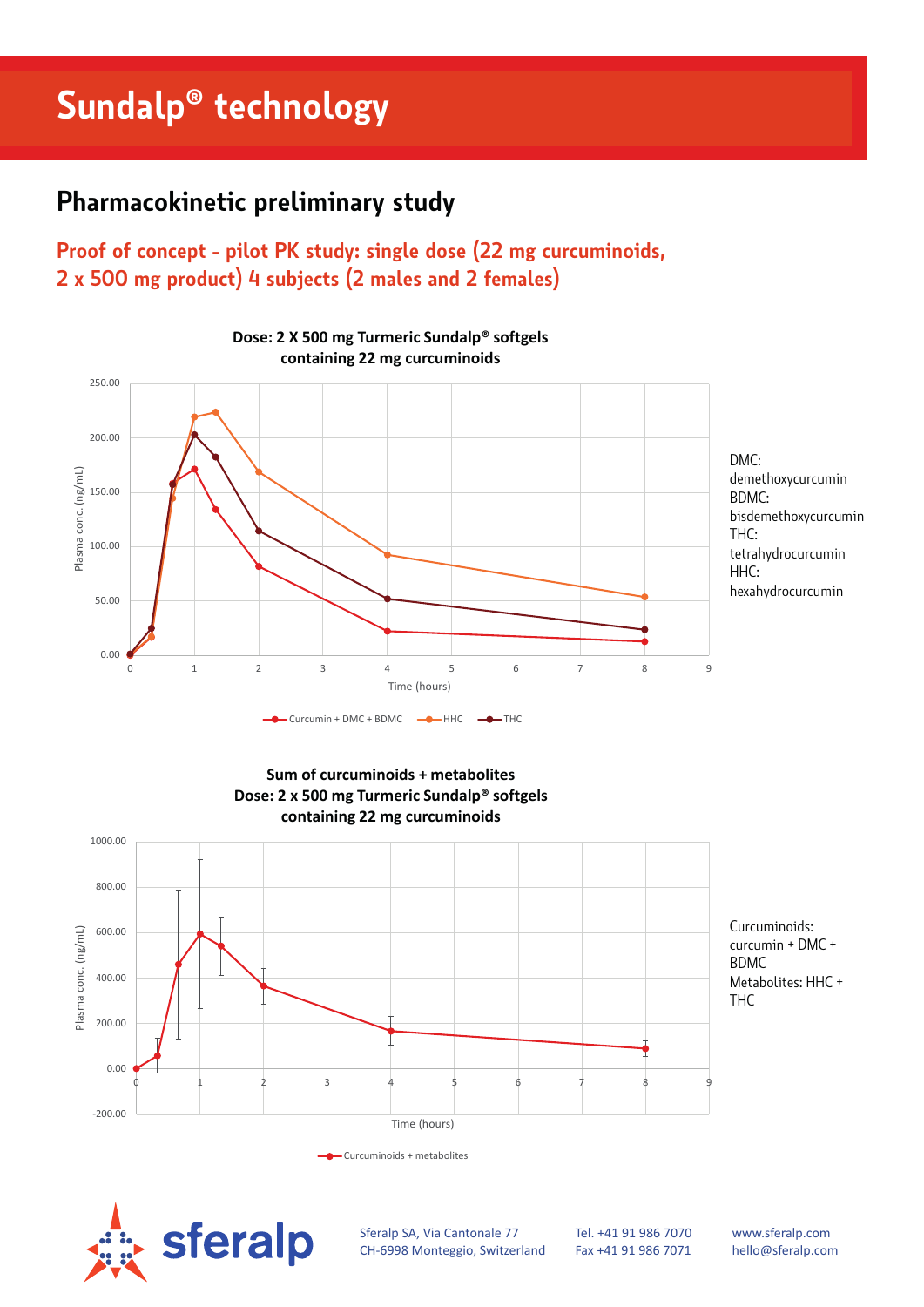# Sundalp® technology

## Pharmacokinetic preliminary study

### Proof of concept - pilot PK study: single dose (22 mg curcuminoids, 2 x 500 mg product) 4 subjects (2 males and 2 females)

**Dose: 2 X 500 mg Turmeric Sundalp® softgels containing 22 mg curcuminoids**

Plasma conc. (ng/mL)

250.00
200.00
150.00
100.00
50.00
0.00

0 1 2 3 4 5 6 7 8 9

Time (hours)

Curcumin + DMC + BDMC — HHC — THC

DMC: demethoxycurcumin
BDMC: bisdemethoxycurcumin
THC: tetrahydrocurcumin
HHC: hexahydrocurcumin

**Sum of curcuminoids + metabolites**
**Dose: 2 x 500 mg Turmeric Sundalp® softgels containing 22 mg curcuminoids**

Plasma conc. (ng/mL)

1000.00
800.00
600.00
400.00
200.00
0.00
-200.00

0 1 2 3 4 5 6 7 8 9

Time (hours)

Curcuminoids + metabolites

Curcuminoids: curcumin + DMC + BDMC
Metabolites: HHC + THC

sferalp

Sferalp SA, Via Cantonale 77
CH-6998 Monteggio, Switzerland

Tel. +41 91 986 7070
Fax +41 91 986 7071

www.sferalp.com
hello@sferalp.com